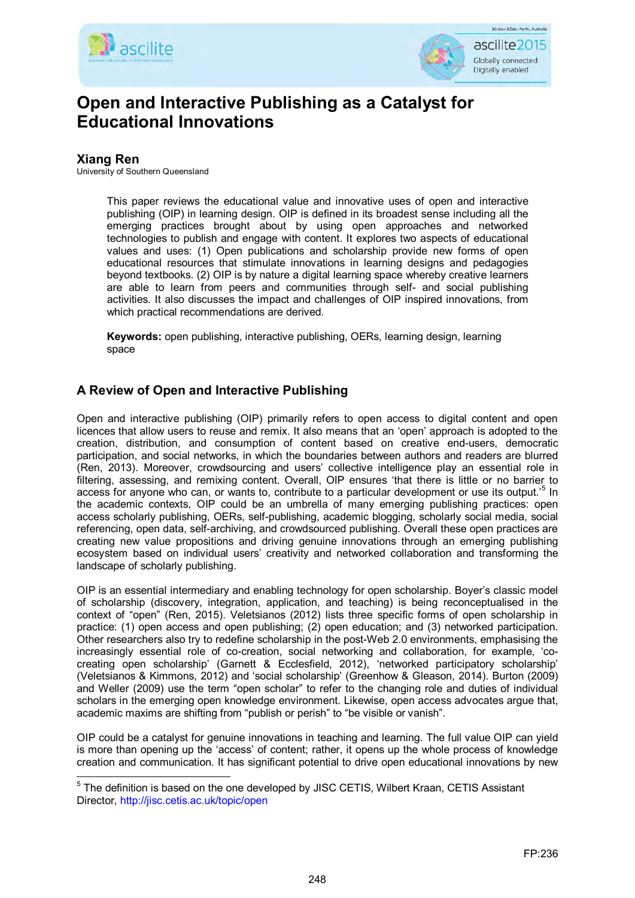# Open and Interactive Publishing as a Catalyst for Educational Innovations

**Xiang Ren**
University of Southern Queensland

This paper reviews the educational value and innovative uses of open and interactive publishing (OIP) in learning design. OIP is defined in its broadest sense including all the emerging practices brought about by using open approaches and networked technologies to publish and engage with content. It explores two aspects of educational values and uses: (1) Open publications and scholarship provide new forms of open educational resources that stimulate innovations in learning designs and pedagogies beyond textbooks. (2) OIP is by nature a digital learning space whereby creative learners are able to learn from peers and communities through self- and social publishing activities. It also discusses the impact and challenges of OIP inspired innovations, from which practical recommendations are derived.

**Keywords:** open publishing, interactive publishing, OERs, learning design, learning space

## A Review of Open and Interactive Publishing

Open and interactive publishing (OIP) primarily refers to open access to digital content and open licences that allow users to reuse and remix. It also means that an 'open' approach is adopted to the creation, distribution, and consumption of content based on creative end-users, democratic participation, and social networks, in which the boundaries between authors and readers are blurred (Ren, 2013). Moreover, crowdsourcing and users' collective intelligence play an essential role in filtering, assessing, and remixing content. Overall, OIP ensures 'that there is little or no barrier to access for anyone who can, or wants to, contribute to a particular development or use its output.'[5] In the academic contexts, OIP could be an umbrella of many emerging publishing practices: open access scholarly publishing, OERs, self-publishing, academic blogging, scholarly social media, social referencing, open data, self-archiving, and crowdsourced publishing. Overall these open practices are creating new value propositions and driving genuine innovations through an emerging publishing ecosystem based on individual users' creativity and networked collaboration and transforming the landscape of scholarly publishing.

OIP is an essential intermediary and enabling technology for open scholarship. Boyer's classic model of scholarship (discovery, integration, application, and teaching) is being reconceptualised in the context of "open" (Ren, 2015). Veletsianos (2012) lists three specific forms of open scholarship in practice: (1) open access and open publishing; (2) open education; and (3) networked participation. Other researchers also try to redefine scholarship in the post-Web 2.0 environments, emphasising the increasingly essential role of co-creation, social networking and collaboration, for example, 'co-creating open scholarship' (Garnett & Ecclesfield, 2012), 'networked participatory scholarship' (Veletsianos & Kimmons, 2012) and 'social scholarship' (Greenhow & Gleason, 2014). Burton (2009) and Weller (2009) use the term "open scholar" to refer to the changing role and duties of individual scholars in the emerging open knowledge environment. Likewise, open access advocates argue that, academic maxims are shifting from "publish or perish" to "be visible or vanish".

OIP could be a catalyst for genuine innovations in teaching and learning. The full value OIP can yield is more than opening up the 'access' of content; rather, it opens up the whole process of knowledge creation and communication. It has significant potential to drive open educational innovations by new

---

[5] The definition is based on the one developed by JISC CETIS, Wilbert Kraan, CETIS Assistant Director, http://jisc.cetis.ac.uk/topic/open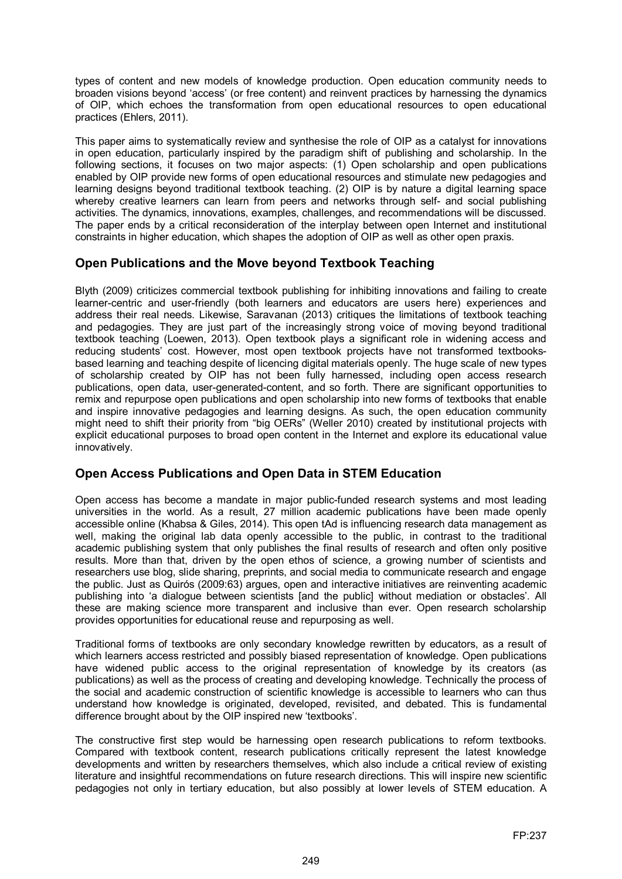types of content and new models of knowledge production. Open education community needs to broaden visions beyond 'access' (or free content) and reinvent practices by harnessing the dynamics of OIP, which echoes the transformation from open educational resources to open educational practices (Ehlers, 2011).

This paper aims to systematically review and synthesise the role of OIP as a catalyst for innovations in open education, particularly inspired by the paradigm shift of publishing and scholarship. In the following sections, it focuses on two major aspects: (1) Open scholarship and open publications enabled by OIP provide new forms of open educational resources and stimulate new pedagogies and learning designs beyond traditional textbook teaching. (2) OIP is by nature a digital learning space whereby creative learners can learn from peers and networks through self- and social publishing activities. The dynamics, innovations, examples, challenges, and recommendations will be discussed. The paper ends by a critical reconsideration of the interplay between open Internet and institutional constraints in higher education, which shapes the adoption of OIP as well as other open praxis.

## Open Publications and the Move beyond Textbook Teaching

Blyth (2009) criticizes commercial textbook publishing for inhibiting innovations and failing to create learner-centric and user-friendly (both learners and educators are users here) experiences and address their real needs. Likewise, Saravanan (2013) critiques the limitations of textbook teaching and pedagogies. They are just part of the increasingly strong voice of moving beyond traditional textbook teaching (Loewen, 2013). Open textbook plays a significant role in widening access and reducing students' cost. However, most open textbook projects have not transformed textbooks-based learning and teaching despite of licencing digital materials openly. The huge scale of new types of scholarship created by OIP has not been fully harnessed, including open access research publications, open data, user-generated-content, and so forth. There are significant opportunities to remix and repurpose open publications and open scholarship into new forms of textbooks that enable and inspire innovative pedagogies and learning designs. As such, the open education community might need to shift their priority from "big OERs" (Weller 2010) created by institutional projects with explicit educational purposes to broad open content in the Internet and explore its educational value innovatively.

## Open Access Publications and Open Data in STEM Education

Open access has become a mandate in major public-funded research systems and most leading universities in the world. As a result, 27 million academic publications have been made openly accessible online (Khabsa & Giles, 2014). This open tAd is influencing research data management as well, making the original lab data openly accessible to the public, in contrast to the traditional academic publishing system that only publishes the final results of research and often only positive results. More than that, driven by the open ethos of science, a growing number of scientists and researchers use blog, slide sharing, preprints, and social media to communicate research and engage the public. Just as Quirós (2009:63) argues, open and interactive initiatives are reinventing academic publishing into 'a dialogue between scientists [and the public] without mediation or obstacles'. All these are making science more transparent and inclusive than ever. Open research scholarship provides opportunities for educational reuse and repurposing as well.

Traditional forms of textbooks are only secondary knowledge rewritten by educators, as a result of which learners access restricted and possibly biased representation of knowledge. Open publications have widened public access to the original representation of knowledge by its creators (as publications) as well as the process of creating and developing knowledge. Technically the process of the social and academic construction of scientific knowledge is accessible to learners who can thus understand how knowledge is originated, developed, revisited, and debated. This is fundamental difference brought about by the OIP inspired new 'textbooks'.

The constructive first step would be harnessing open research publications to reform textbooks. Compared with textbook content, research publications critically represent the latest knowledge developments and written by researchers themselves, which also include a critical review of existing literature and insightful recommendations on future research directions. This will inspire new scientific pedagogies not only in tertiary education, but also possibly at lower levels of STEM education. A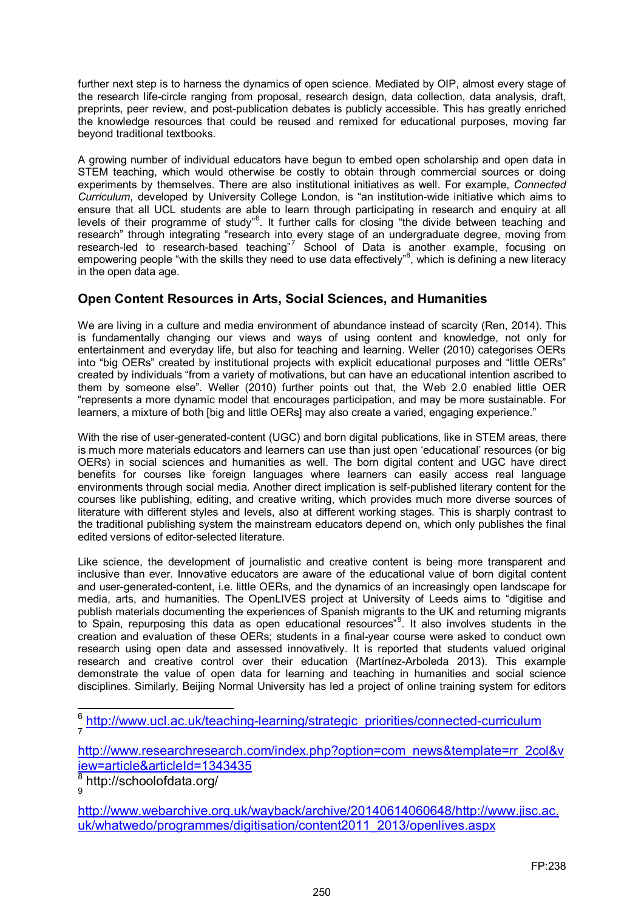further next step is to harness the dynamics of open science. Mediated by OIP, almost every stage of the research life-circle ranging from proposal, research design, data collection, data analysis, draft, preprints, peer review, and post-publication debates is publicly accessible. This has greatly enriched the knowledge resources that could be reused and remixed for educational purposes, moving far beyond traditional textbooks.

A growing number of individual educators have begun to embed open scholarship and open data in STEM teaching, which would otherwise be costly to obtain through commercial sources or doing experiments by themselves. There are also institutional initiatives as well. For example, *Connected Curriculum*, developed by University College London, is "an institution-wide initiative which aims to ensure that all UCL students are able to learn through participating in research and enquiry at all levels of their programme of study"[6]. It further calls for closing "the divide between teaching and research" through integrating "research into every stage of an undergraduate degree, moving from research-led to research-based teaching"[7] School of Data is another example, focusing on empowering people "with the skills they need to use data effectively"[8], which is defining a new literacy in the open data age.

## Open Content Resources in Arts, Social Sciences, and Humanities

We are living in a culture and media environment of abundance instead of scarcity (Ren, 2014). This is fundamentally changing our views and ways of using content and knowledge, not only for entertainment and everyday life, but also for teaching and learning. Weller (2010) categorises OERs into "big OERs" created by institutional projects with explicit educational purposes and "little OERs" created by individuals "from a variety of motivations, but can have an educational intention ascribed to them by someone else". Weller (2010) further points out that, the Web 2.0 enabled little OER "represents a more dynamic model that encourages participation, and may be more sustainable. For learners, a mixture of both [big and little OERs] may also create a varied, engaging experience."

With the rise of user-generated-content (UGC) and born digital publications, like in STEM areas, there is much more materials educators and learners can use than just open 'educational' resources (or big OERs) in social sciences and humanities as well. The born digital content and UGC have direct benefits for courses like foreign languages where learners can easily access real language environments through social media. Another direct implication is self-published literary content for the courses like publishing, editing, and creative writing, which provides much more diverse sources of literature with different styles and levels, also at different working stages. This is sharply contrast to the traditional publishing system the mainstream educators depend on, which only publishes the final edited versions of editor-selected literature.

Like science, the development of journalistic and creative content is being more transparent and inclusive than ever. Innovative educators are aware of the educational value of born digital content and user-generated-content, i.e. little OERs, and the dynamics of an increasingly open landscape for media, arts, and humanities. The OpenLIVES project at University of Leeds aims to "digitise and publish materials documenting the experiences of Spanish migrants to the UK and returning migrants to Spain, repurposing this data as open educational resources"[9]. It also involves students in the creation and evaluation of these OERs; students in a final-year course were asked to conduct own research using open data and assessed innovatively. It is reported that students valued original research and creative control over their education (Martínez-Arboleda 2013). This example demonstrate the value of open data for learning and teaching in humanities and social science disciplines. Similarly, Beijing Normal University has led a project of online training system for editors

---

[6] http://www.ucl.ac.uk/teaching-learning/strategic_priorities/connected-curriculum

[7] http://www.researchresearch.com/index.php?option=com_news&template=rr_2col&view=article&articleId=1343435

[8] http://schoolofdata.org/

[9] http://www.webarchive.org.uk/wayback/archive/20140614060648/http://www.jisc.ac.uk/whatwedo/programmes/digitisation/content2011_2013/openlives.aspx

FP:238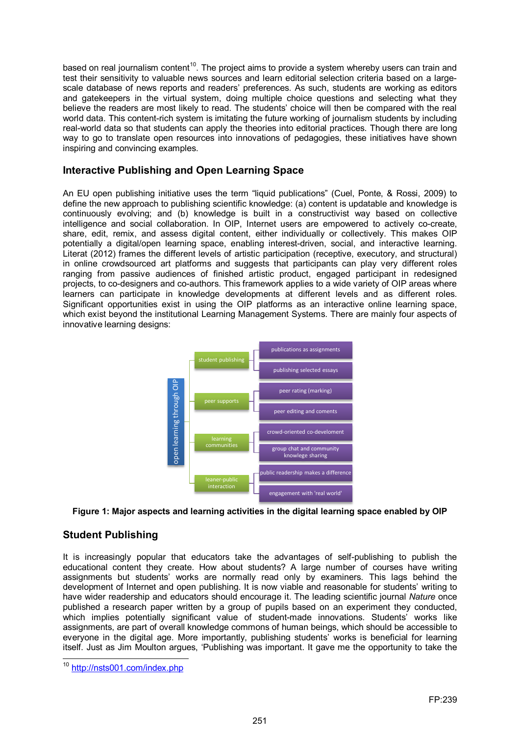based on real journalism content[10]. The project aims to provide a system whereby users can train and test their sensitivity to valuable news sources and learn editorial selection criteria based on a large-scale database of news reports and readers' preferences. As such, students are working as editors and gatekeepers in the virtual system, doing multiple choice questions and selecting what they believe the readers are most likely to read. The students' choice will then be compared with the real world data. This content-rich system is imitating the future working of journalism students by including real-world data so that students can apply the theories into editorial practices. Though there are long way to go to translate open resources into innovations of pedagogies, these initiatives have shown inspiring and convincing examples.

## Interactive Publishing and Open Learning Space

An EU open publishing initiative uses the term "liquid publications" (Cuel, Ponte, & Rossi, 2009) to define the new approach to publishing scientific knowledge: (a) content is updatable and knowledge is continuously evolving; and (b) knowledge is built in a constructivist way based on collective intelligence and social collaboration. In OIP, Internet users are empowered to actively co-create, share, edit, remix, and assess digital content, either individually or collectively. This makes OIP potentially a digital/open learning space, enabling interest-driven, social, and interactive learning. Literat (2012) frames the different levels of artistic participation (receptive, executory, and structural) in online crowdsourced art platforms and suggests that participants can play very different roles ranging from passive audiences of finished artistic product, engaged participant in redesigned projects, to co-designers and co-authors. This framework applies to a wide variety of OIP areas where learners can participate in knowledge developments at different levels and as different roles. Significant opportunities exist in using the OIP platforms as an interactive online learning space, which exist beyond the institutional Learning Management Systems. There are mainly four aspects of innovative learning designs:

- open learning through OIP
  - student publishing
    - publications as assignments
    - publishing selected essays
  - peer supports
    - peer rating (marking)
    - peer editing and coments
  - learning communities
    - crowd-oriented co-develoment
    - group chat and community knowlege sharing
  - leaner-public interaction
    - public readership makes a difference
    - engagement with 'real world'

**Figure 1: Major aspects and learning activities in the digital learning space enabled by OIP**

## Student Publishing

It is increasingly popular that educators take the advantages of self-publishing to publish the educational content they create. How about students? A large number of courses have writing assignments but students' works are normally read only by examiners. This lags behind the development of Internet and open publishing. It is now viable and reasonable for students' writing to have wider readership and educators should encourage it. The leading scientific journal *Nature* once published a research paper written by a group of pupils based on an experiment they conducted, which implies potentially significant value of student-made innovations. Students' works like assignments, are part of overall knowledge commons of human beings, which should be accessible to everyone in the digital age. More importantly, publishing students' works is beneficial for learning itself. Just as Jim Moulton argues, 'Publishing was important. It gave me the opportunity to take the

[10] http://nsts001.com/index.php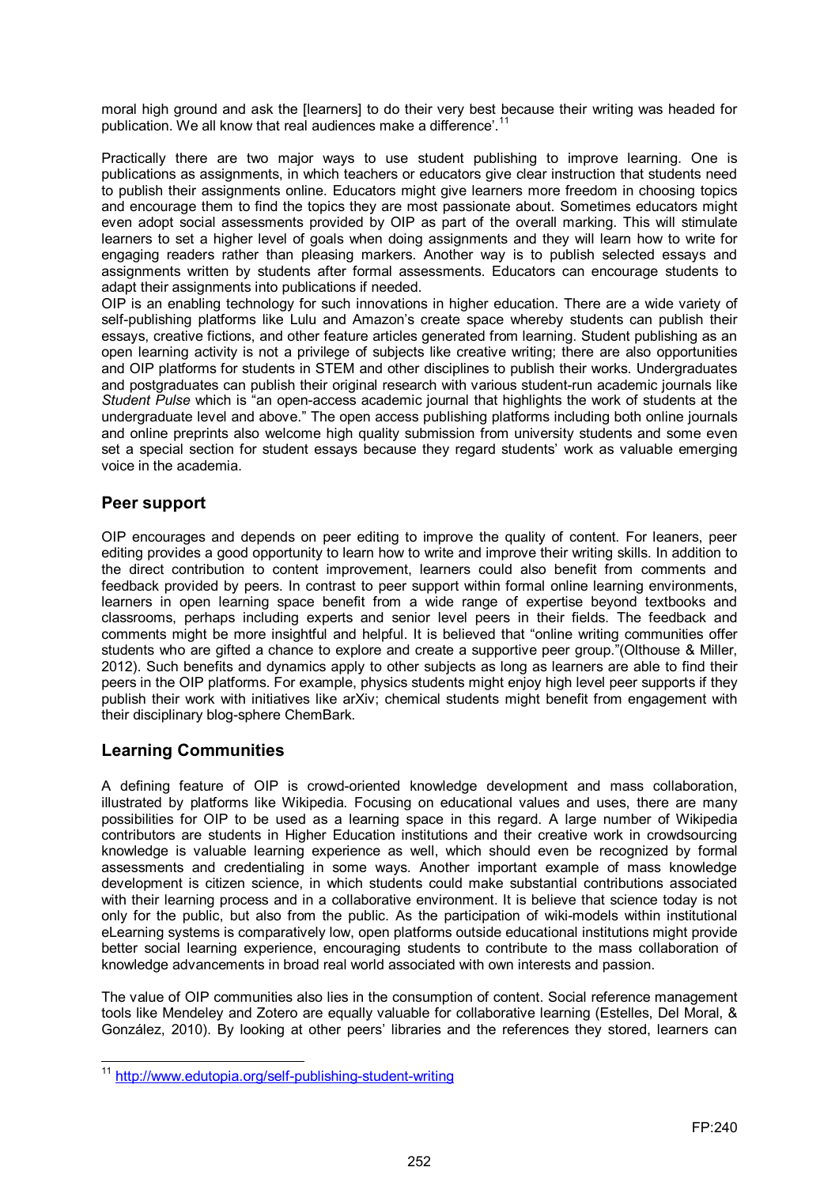moral high ground and ask the [learners] to do their very best because their writing was headed for publication. We all know that real audiences make a difference'.[11]

Practically there are two major ways to use student publishing to improve learning. One is publications as assignments, in which teachers or educators give clear instruction that students need to publish their assignments online. Educators might give learners more freedom in choosing topics and encourage them to find the topics they are most passionate about. Sometimes educators might even adopt social assessments provided by OIP as part of the overall marking. This will stimulate learners to set a higher level of goals when doing assignments and they will learn how to write for engaging readers rather than pleasing markers. Another way is to publish selected essays and assignments written by students after formal assessments. Educators can encourage students to adapt their assignments into publications if needed.

OIP is an enabling technology for such innovations in higher education. There are a wide variety of self-publishing platforms like Lulu and Amazon's create space whereby students can publish their essays, creative fictions, and other feature articles generated from learning. Student publishing as an open learning activity is not a privilege of subjects like creative writing; there are also opportunities and OIP platforms for students in STEM and other disciplines to publish their works. Undergraduates and postgraduates can publish their original research with various student-run academic journals like *Student Pulse* which is "an open-access academic journal that highlights the work of students at the undergraduate level and above." The open access publishing platforms including both online journals and online preprints also welcome high quality submission from university students and some even set a special section for student essays because they regard students' work as valuable emerging voice in the academia.

## Peer support

OIP encourages and depends on peer editing to improve the quality of content. For leaners, peer editing provides a good opportunity to learn how to write and improve their writing skills. In addition to the direct contribution to content improvement, learners could also benefit from comments and feedback provided by peers. In contrast to peer support within formal online learning environments, learners in open learning space benefit from a wide range of expertise beyond textbooks and classrooms, perhaps including experts and senior level peers in their fields. The feedback and comments might be more insightful and helpful. It is believed that "online writing communities offer students who are gifted a chance to explore and create a supportive peer group."(Olthouse & Miller, 2012). Such benefits and dynamics apply to other subjects as long as learners are able to find their peers in the OIP platforms. For example, physics students might enjoy high level peer supports if they publish their work with initiatives like arXiv; chemical students might benefit from engagement with their disciplinary blog-sphere ChemBark.

## Learning Communities

A defining feature of OIP is crowd-oriented knowledge development and mass collaboration, illustrated by platforms like Wikipedia. Focusing on educational values and uses, there are many possibilities for OIP to be used as a learning space in this regard. A large number of Wikipedia contributors are students in Higher Education institutions and their creative work in crowdsourcing knowledge is valuable learning experience as well, which should even be recognized by formal assessments and credentialing in some ways. Another important example of mass knowledge development is citizen science, in which students could make substantial contributions associated with their learning process and in a collaborative environment. It is believe that science today is not only for the public, but also from the public. As the participation of wiki-models within institutional eLearning systems is comparatively low, open platforms outside educational institutions might provide better social learning experience, encouraging students to contribute to the mass collaboration of knowledge advancements in broad real world associated with own interests and passion.

The value of OIP communities also lies in the consumption of content. Social reference management tools like Mendeley and Zotero are equally valuable for collaborative learning (Estelles, Del Moral, & González, 2010). By looking at other peers' libraries and the references they stored, learners can

[11] http://www.edutopia.org/self-publishing-student-writing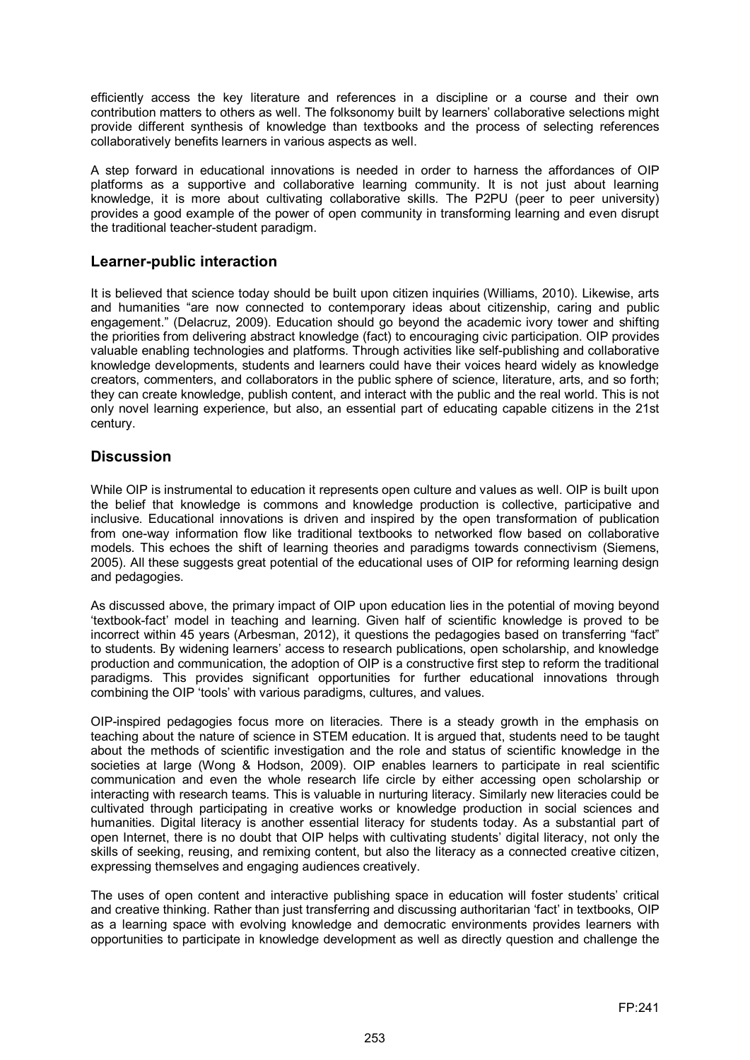efficiently access the key literature and references in a discipline or a course and their own contribution matters to others as well. The folksonomy built by learners' collaborative selections might provide different synthesis of knowledge than textbooks and the process of selecting references collaboratively benefits learners in various aspects as well.

A step forward in educational innovations is needed in order to harness the affordances of OIP platforms as a supportive and collaborative learning community. It is not just about learning knowledge, it is more about cultivating collaborative skills. The P2PU (peer to peer university) provides a good example of the power of open community in transforming learning and even disrupt the traditional teacher-student paradigm.

## Learner-public interaction

It is believed that science today should be built upon citizen inquiries (Williams, 2010). Likewise, arts and humanities "are now connected to contemporary ideas about citizenship, caring and public engagement." (Delacruz, 2009). Education should go beyond the academic ivory tower and shifting the priorities from delivering abstract knowledge (fact) to encouraging civic participation. OIP provides valuable enabling technologies and platforms. Through activities like self-publishing and collaborative knowledge developments, students and learners could have their voices heard widely as knowledge creators, commenters, and collaborators in the public sphere of science, literature, arts, and so forth; they can create knowledge, publish content, and interact with the public and the real world. This is not only novel learning experience, but also, an essential part of educating capable citizens in the 21st century.

## Discussion

While OIP is instrumental to education it represents open culture and values as well. OIP is built upon the belief that knowledge is commons and knowledge production is collective, participative and inclusive. Educational innovations is driven and inspired by the open transformation of publication from one-way information flow like traditional textbooks to networked flow based on collaborative models. This echoes the shift of learning theories and paradigms towards connectivism (Siemens, 2005). All these suggests great potential of the educational uses of OIP for reforming learning design and pedagogies.

As discussed above, the primary impact of OIP upon education lies in the potential of moving beyond 'textbook-fact' model in teaching and learning. Given half of scientific knowledge is proved to be incorrect within 45 years (Arbesman, 2012), it questions the pedagogies based on transferring "fact" to students. By widening learners' access to research publications, open scholarship, and knowledge production and communication, the adoption of OIP is a constructive first step to reform the traditional paradigms. This provides significant opportunities for further educational innovations through combining the OIP 'tools' with various paradigms, cultures, and values.

OIP-inspired pedagogies focus more on literacies. There is a steady growth in the emphasis on teaching about the nature of science in STEM education. It is argued that, students need to be taught about the methods of scientific investigation and the role and status of scientific knowledge in the societies at large (Wong & Hodson, 2009). OIP enables learners to participate in real scientific communication and even the whole research life circle by either accessing open scholarship or interacting with research teams. This is valuable in nurturing literacy. Similarly new literacies could be cultivated through participating in creative works or knowledge production in social sciences and humanities. Digital literacy is another essential literacy for students today. As a substantial part of open Internet, there is no doubt that OIP helps with cultivating students' digital literacy, not only the skills of seeking, reusing, and remixing content, but also the literacy as a connected creative citizen, expressing themselves and engaging audiences creatively.

The uses of open content and interactive publishing space in education will foster students' critical and creative thinking. Rather than just transferring and discussing authoritarian 'fact' in textbooks, OIP as a learning space with evolving knowledge and democratic environments provides learners with opportunities to participate in knowledge development as well as directly question and challenge the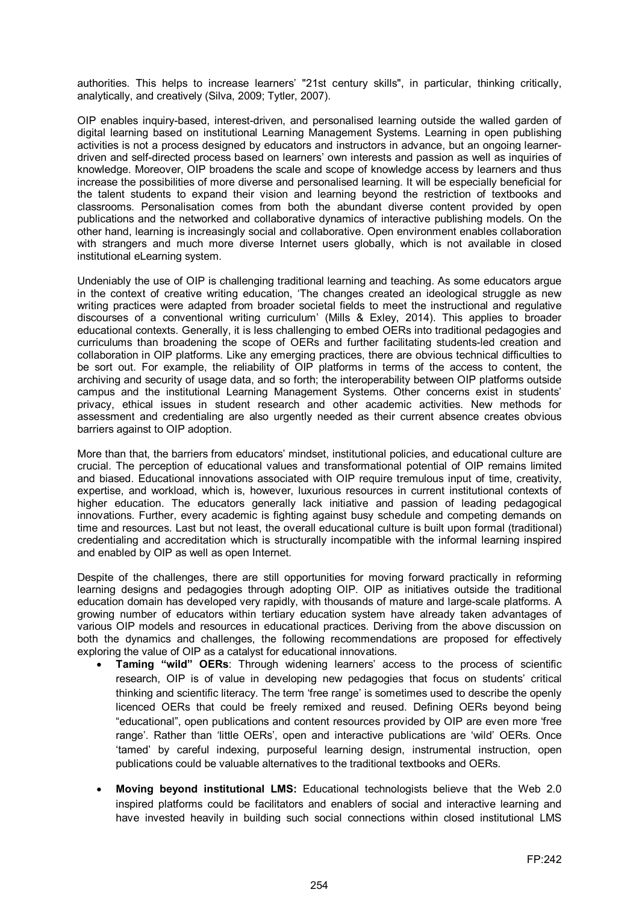authorities. This helps to increase learners' "21st century skills", in particular, thinking critically, analytically, and creatively (Silva, 2009; Tytler, 2007).

OIP enables inquiry-based, interest-driven, and personalised learning outside the walled garden of digital learning based on institutional Learning Management Systems. Learning in open publishing activities is not a process designed by educators and instructors in advance, but an ongoing learner-driven and self-directed process based on learners' own interests and passion as well as inquiries of knowledge. Moreover, OIP broadens the scale and scope of knowledge access by learners and thus increase the possibilities of more diverse and personalised learning. It will be especially beneficial for the talent students to expand their vision and learning beyond the restriction of textbooks and classrooms. Personalisation comes from both the abundant diverse content provided by open publications and the networked and collaborative dynamics of interactive publishing models. On the other hand, learning is increasingly social and collaborative. Open environment enables collaboration with strangers and much more diverse Internet users globally, which is not available in closed institutional eLearning system.

Undeniably the use of OIP is challenging traditional learning and teaching. As some educators argue in the context of creative writing education, 'The changes created an ideological struggle as new writing practices were adapted from broader societal fields to meet the instructional and regulative discourses of a conventional writing curriculum' (Mills & Exley, 2014). This applies to broader educational contexts. Generally, it is less challenging to embed OERs into traditional pedagogies and curriculums than broadening the scope of OERs and further facilitating students-led creation and collaboration in OIP platforms. Like any emerging practices, there are obvious technical difficulties to be sort out. For example, the reliability of OIP platforms in terms of the access to content, the archiving and security of usage data, and so forth; the interoperability between OIP platforms outside campus and the institutional Learning Management Systems. Other concerns exist in students' privacy, ethical issues in student research and other academic activities. New methods for assessment and credentialing are also urgently needed as their current absence creates obvious barriers against to OIP adoption.

More than that, the barriers from educators' mindset, institutional policies, and educational culture are crucial. The perception of educational values and transformational potential of OIP remains limited and biased. Educational innovations associated with OIP require tremulous input of time, creativity, expertise, and workload, which is, however, luxurious resources in current institutional contexts of higher education. The educators generally lack initiative and passion of leading pedagogical innovations. Further, every academic is fighting against busy schedule and competing demands on time and resources. Last but not least, the overall educational culture is built upon formal (traditional) credentialing and accreditation which is structurally incompatible with the informal learning inspired and enabled by OIP as well as open Internet.

Despite of the challenges, there are still opportunities for moving forward practically in reforming learning designs and pedagogies through adopting OIP. OIP as initiatives outside the traditional education domain has developed very rapidly, with thousands of mature and large-scale platforms. A growing number of educators within tertiary education system have already taken advantages of various OIP models and resources in educational practices. Deriving from the above discussion on both the dynamics and challenges, the following recommendations are proposed for effectively exploring the value of OIP as a catalyst for educational innovations.

- **Taming "wild" OERs**: Through widening learners' access to the process of scientific research, OIP is of value in developing new pedagogies that focus on students' critical thinking and scientific literacy. The term 'free range' is sometimes used to describe the openly licenced OERs that could be freely remixed and reused. Defining OERs beyond being "educational", open publications and content resources provided by OIP are even more 'free range'. Rather than 'little OERs', open and interactive publications are 'wild' OERs. Once 'tamed' by careful indexing, purposeful learning design, instrumental instruction, open publications could be valuable alternatives to the traditional textbooks and OERs.

- **Moving beyond institutional LMS:** Educational technologists believe that the Web 2.0 inspired platforms could be facilitators and enablers of social and interactive learning and have invested heavily in building such social connections within closed institutional LMS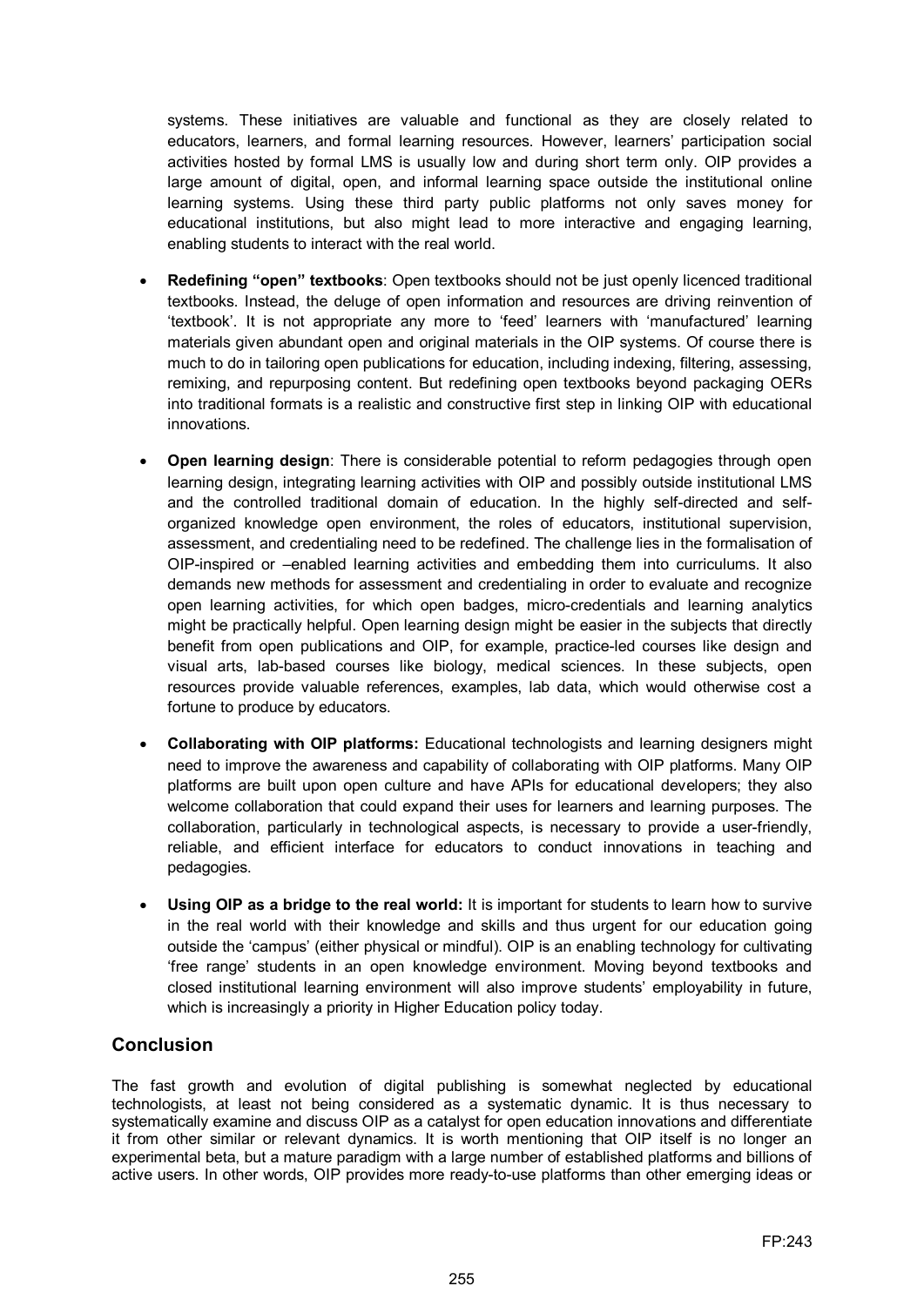systems. These initiatives are valuable and functional as they are closely related to educators, learners, and formal learning resources. However, learners' participation social activities hosted by formal LMS is usually low and during short term only. OIP provides a large amount of digital, open, and informal learning space outside the institutional online learning systems. Using these third party public platforms not only saves money for educational institutions, but also might lead to more interactive and engaging learning, enabling students to interact with the real world.

- **Redefining "open" textbooks**: Open textbooks should not be just openly licenced traditional textbooks. Instead, the deluge of open information and resources are driving reinvention of 'textbook'. It is not appropriate any more to 'feed' learners with 'manufactured' learning materials given abundant open and original materials in the OIP systems. Of course there is much to do in tailoring open publications for education, including indexing, filtering, assessing, remixing, and repurposing content. But redefining open textbooks beyond packaging OERs into traditional formats is a realistic and constructive first step in linking OIP with educational innovations.

- **Open learning design**: There is considerable potential to reform pedagogies through open learning design, integrating learning activities with OIP and possibly outside institutional LMS and the controlled traditional domain of education. In the highly self-directed and self-organized knowledge open environment, the roles of educators, institutional supervision, assessment, and credentialing need to be redefined. The challenge lies in the formalisation of OIP-inspired or –enabled learning activities and embedding them into curriculums. It also demands new methods for assessment and credentialing in order to evaluate and recognize open learning activities, for which open badges, micro-credentials and learning analytics might be practically helpful. Open learning design might be easier in the subjects that directly benefit from open publications and OIP, for example, practice-led courses like design and visual arts, lab-based courses like biology, medical sciences. In these subjects, open resources provide valuable references, examples, lab data, which would otherwise cost a fortune to produce by educators.

- **Collaborating with OIP platforms:** Educational technologists and learning designers might need to improve the awareness and capability of collaborating with OIP platforms. Many OIP platforms are built upon open culture and have APIs for educational developers; they also welcome collaboration that could expand their uses for learners and learning purposes. The collaboration, particularly in technological aspects, is necessary to provide a user-friendly, reliable, and efficient interface for educators to conduct innovations in teaching and pedagogies.

- **Using OIP as a bridge to the real world:** It is important for students to learn how to survive in the real world with their knowledge and skills and thus urgent for our education going outside the 'campus' (either physical or mindful). OIP is an enabling technology for cultivating 'free range' students in an open knowledge environment. Moving beyond textbooks and closed institutional learning environment will also improve students' employability in future, which is increasingly a priority in Higher Education policy today.

## Conclusion

The fast growth and evolution of digital publishing is somewhat neglected by educational technologists, at least not being considered as a systematic dynamic. It is thus necessary to systematically examine and discuss OIP as a catalyst for open education innovations and differentiate it from other similar or relevant dynamics. It is worth mentioning that OIP itself is no longer an experimental beta, but a mature paradigm with a large number of established platforms and billions of active users. In other words, OIP provides more ready-to-use platforms than other emerging ideas or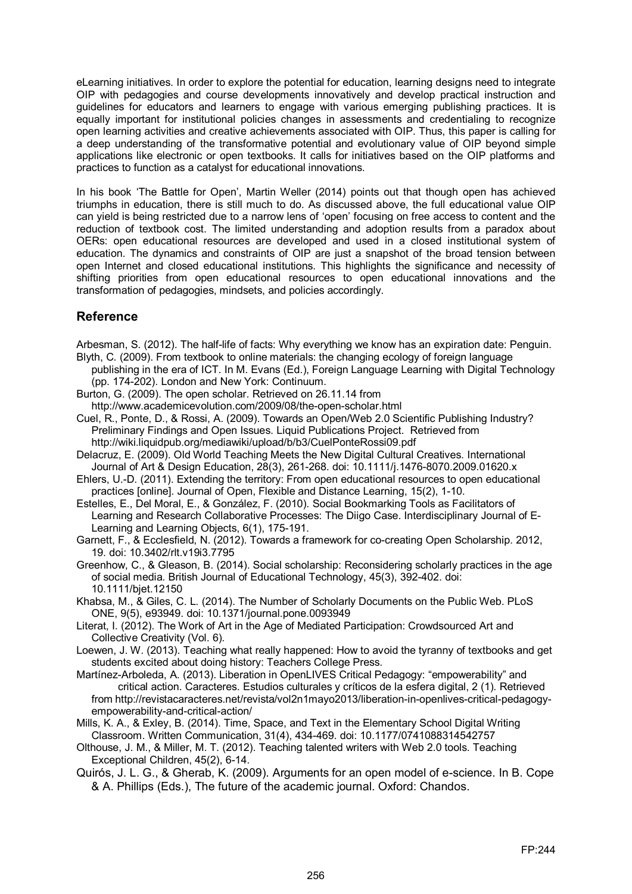eLearning initiatives. In order to explore the potential for education, learning designs need to integrate OIP with pedagogies and course developments innovatively and develop practical instruction and guidelines for educators and learners to engage with various emerging publishing practices. It is equally important for institutional policies changes in assessments and credentialing to recognize open learning activities and creative achievements associated with OIP. Thus, this paper is calling for a deep understanding of the transformative potential and evolutionary value of OIP beyond simple applications like electronic or open textbooks. It calls for initiatives based on the OIP platforms and practices to function as a catalyst for educational innovations.

In his book 'The Battle for Open', Martin Weller (2014) points out that though open has achieved triumphs in education, there is still much to do. As discussed above, the full educational value OIP can yield is being restricted due to a narrow lens of 'open' focusing on free access to content and the reduction of textbook cost. The limited understanding and adoption results from a paradox about OERs: open educational resources are developed and used in a closed institutional system of education. The dynamics and constraints of OIP are just a snapshot of the broad tension between open Internet and closed educational institutions. This highlights the significance and necessity of shifting priorities from open educational resources to open educational innovations and the transformation of pedagogies, mindsets, and policies accordingly.

## Reference

Arbesman, S. (2012). The half-life of facts: Why everything we know has an expiration date: Penguin.

Blyth, C. (2009). From textbook to online materials: the changing ecology of foreign language publishing in the era of ICT. In M. Evans (Ed.), Foreign Language Learning with Digital Technology (pp. 174-202). London and New York: Continuum.

Burton, G. (2009). The open scholar. Retrieved on 26.11.14 from http://www.academicevolution.com/2009/08/the-open-scholar.html

Cuel, R., Ponte, D., & Rossi, A. (2009). Towards an Open/Web 2.0 Scientific Publishing Industry? Preliminary Findings and Open Issues. Liquid Publications Project. Retrieved from http://wiki.liquidpub.org/mediawiki/upload/b/b3/CuelPonteRossi09.pdf

Delacruz, E. (2009). Old World Teaching Meets the New Digital Cultural Creatives. International Journal of Art & Design Education, 28(3), 261-268. doi: 10.1111/j.1476-8070.2009.01620.x

Ehlers, U.-D. (2011). Extending the territory: From open educational resources to open educational practices [online]. Journal of Open, Flexible and Distance Learning, 15(2), 1-10.

Estelles, E., Del Moral, E., & González, F. (2010). Social Bookmarking Tools as Facilitators of Learning and Research Collaborative Processes: The Diigo Case. Interdisciplinary Journal of E-Learning and Learning Objects, 6(1), 175-191.

Garnett, F., & Ecclesfield, N. (2012). Towards a framework for co-creating Open Scholarship. 2012, 19. doi: 10.3402/rlt.v19i3.7795

Greenhow, C., & Gleason, B. (2014). Social scholarship: Reconsidering scholarly practices in the age of social media. British Journal of Educational Technology, 45(3), 392-402. doi: 10.1111/bjet.12150

Khabsa, M., & Giles, C. L. (2014). The Number of Scholarly Documents on the Public Web. PLoS ONE, 9(5), e93949. doi: 10.1371/journal.pone.0093949

Literat, I. (2012). The Work of Art in the Age of Mediated Participation: Crowdsourced Art and Collective Creativity (Vol. 6).

Loewen, J. W. (2013). Teaching what really happened: How to avoid the tyranny of textbooks and get students excited about doing history: Teachers College Press.

Martínez-Arboleda, A. (2013). Liberation in OpenLIVES Critical Pedagogy: "empowerability" and critical action. Caracteres. Estudios culturales y críticos de la esfera digital, 2 (1). Retrieved from http://revistacaracteres.net/revista/vol2n1mayo2013/liberation-in-openlives-critical-pedagogy-empowerability-and-critical-action/

Mills, K. A., & Exley, B. (2014). Time, Space, and Text in the Elementary School Digital Writing Classroom. Written Communication, 31(4), 434-469. doi: 10.1177/0741088314542757

Olthouse, J. M., & Miller, M. T. (2012). Teaching talented writers with Web 2.0 tools. Teaching Exceptional Children, 45(2), 6-14.

Quirós, J. L. G., & Gherab, K. (2009). Arguments for an open model of e-science. In B. Cope & A. Phillips (Eds.), The future of the academic journal. Oxford: Chandos.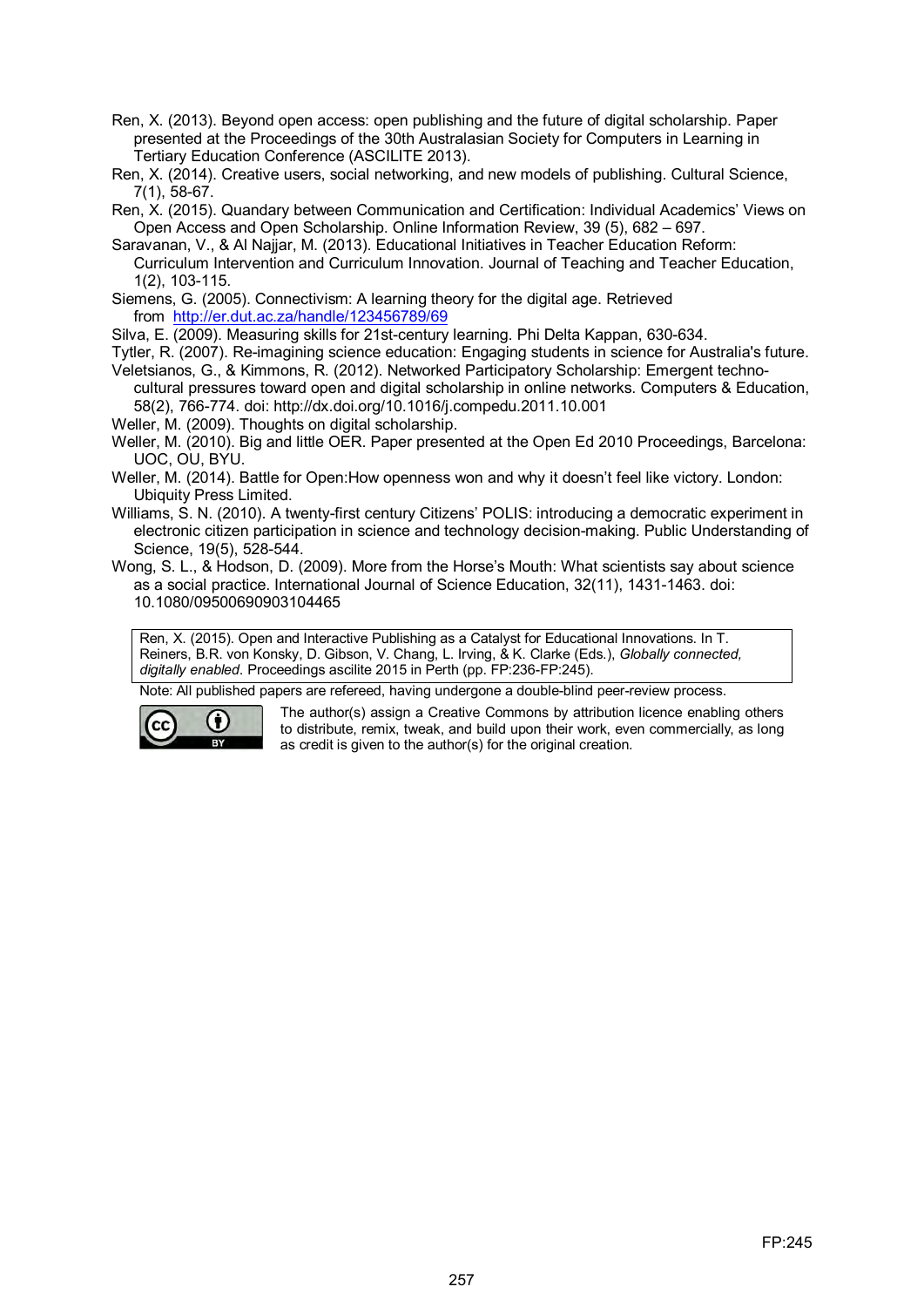Ren, X. (2013). Beyond open access: open publishing and the future of digital scholarship. Paper presented at the Proceedings of the 30th Australasian Society for Computers in Learning in Tertiary Education Conference (ASCILITE 2013).

Ren, X. (2014). Creative users, social networking, and new models of publishing. Cultural Science, 7(1), 58-67.

Ren, X. (2015). Quandary between Communication and Certification: Individual Academics' Views on Open Access and Open Scholarship. Online Information Review, 39 (5), 682 – 697.

Saravanan, V., & Al Najjar, M. (2013). Educational Initiatives in Teacher Education Reform: Curriculum Intervention and Curriculum Innovation. Journal of Teaching and Teacher Education, 1(2), 103-115.

Siemens, G. (2005). Connectivism: A learning theory for the digital age. Retrieved from http://er.dut.ac.za/handle/123456789/69

Silva, E. (2009). Measuring skills for 21st-century learning. Phi Delta Kappan, 630-634.

Tytler, R. (2007). Re-imagining science education: Engaging students in science for Australia's future.

Veletsianos, G., & Kimmons, R. (2012). Networked Participatory Scholarship: Emergent techno-cultural pressures toward open and digital scholarship in online networks. Computers & Education, 58(2), 766-774. doi: http://dx.doi.org/10.1016/j.compedu.2011.10.001

Weller, M. (2009). Thoughts on digital scholarship.

Weller, M. (2010). Big and little OER. Paper presented at the Open Ed 2010 Proceedings, Barcelona: UOC, OU, BYU.

Weller, M. (2014). Battle for Open:How openness won and why it doesn't feel like victory. London: Ubiquity Press Limited.

Williams, S. N. (2010). A twenty-first century Citizens' POLIS: introducing a democratic experiment in electronic citizen participation in science and technology decision-making. Public Understanding of Science, 19(5), 528-544.

Wong, S. L., & Hodson, D. (2009). More from the Horse's Mouth: What scientists say about science as a social practice. International Journal of Science Education, 32(11), 1431-1463. doi: 10.1080/09500690903104465

Ren, X. (2015). Open and Interactive Publishing as a Catalyst for Educational Innovations. In T. Reiners, B.R. von Konsky, D. Gibson, V. Chang, L. Irving, & K. Clarke (Eds.), *Globally connected, digitally enabled*. Proceedings ascilite 2015 in Perth (pp. FP:236-FP:245).

Note: All published papers are refereed, having undergone a double-blind peer-review process.

The author(s) assign a Creative Commons by attribution licence enabling others to distribute, remix, tweak, and build upon their work, even commercially, as long as credit is given to the author(s) for the original creation.